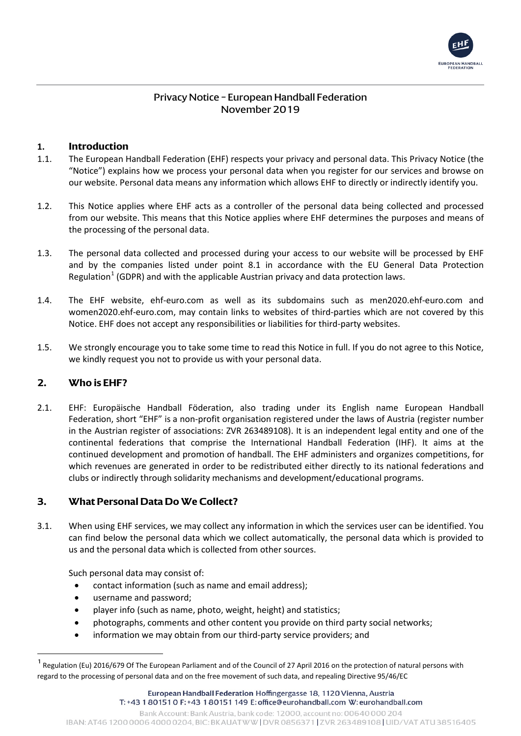# Privacy Notice – European Handball Federation
November 2019

## 1. Introduction

1.1. The European Handball Federation (EHF) respects your privacy and personal data. This Privacy Notice (the "Notice") explains how we process your personal data when you register for our services and browse on our website. Personal data means any information which allows EHF to directly or indirectly identify you.

1.2. This Notice applies where EHF acts as a controller of the personal data being collected and processed from our website. This means that this Notice applies where EHF determines the purposes and means of the processing of the personal data.

1.3. The personal data collected and processed during your access to our website will be processed by EHF and by the companies listed under point 8.1 in accordance with the EU General Data Protection Regulation[1] (GDPR) and with the applicable Austrian privacy and data protection laws.

1.4. The EHF website, ehf-euro.com as well as its subdomains such as men2020.ehf-euro.com and women2020.ehf-euro.com, may contain links to websites of third-parties which are not covered by this Notice. EHF does not accept any responsibilities or liabilities for third-party websites.

1.5. We strongly encourage you to take some time to read this Notice in full. If you do not agree to this Notice, we kindly request you not to provide us with your personal data.

## 2. Who is EHF?

2.1. EHF: Europäische Handball Föderation, also trading under its English name European Handball Federation, short "EHF" is a non-profit organisation registered under the laws of Austria (register number in the Austrian register of associations: ZVR 263489108). It is an independent legal entity and one of the continental federations that comprise the International Handball Federation (IHF). It aims at the continued development and promotion of handball. The EHF administers and organizes competitions, for which revenues are generated in order to be redistributed either directly to its national federations and clubs or indirectly through solidarity mechanisms and development/educational programs.

## 3. What Personal Data Do We Collect?

3.1. When using EHF services, we may collect any information in which the services user can be identified. You can find below the personal data which we collect automatically, the personal data which is provided to us and the personal data which is collected from other sources.

Such personal data may consist of:

- contact information (such as name and email address);
- username and password;
- player info (such as name, photo, weight, height) and statistics;
- photographs, comments and other content you provide on third party social networks;
- information we may obtain from our third-party service providers; and

[1] Regulation (Eu) 2016/679 Of The European Parliament and of the Council of 27 April 2016 on the protection of natural persons with regard to the processing of personal data and on the free movement of such data, and repealing Directive 95/46/EC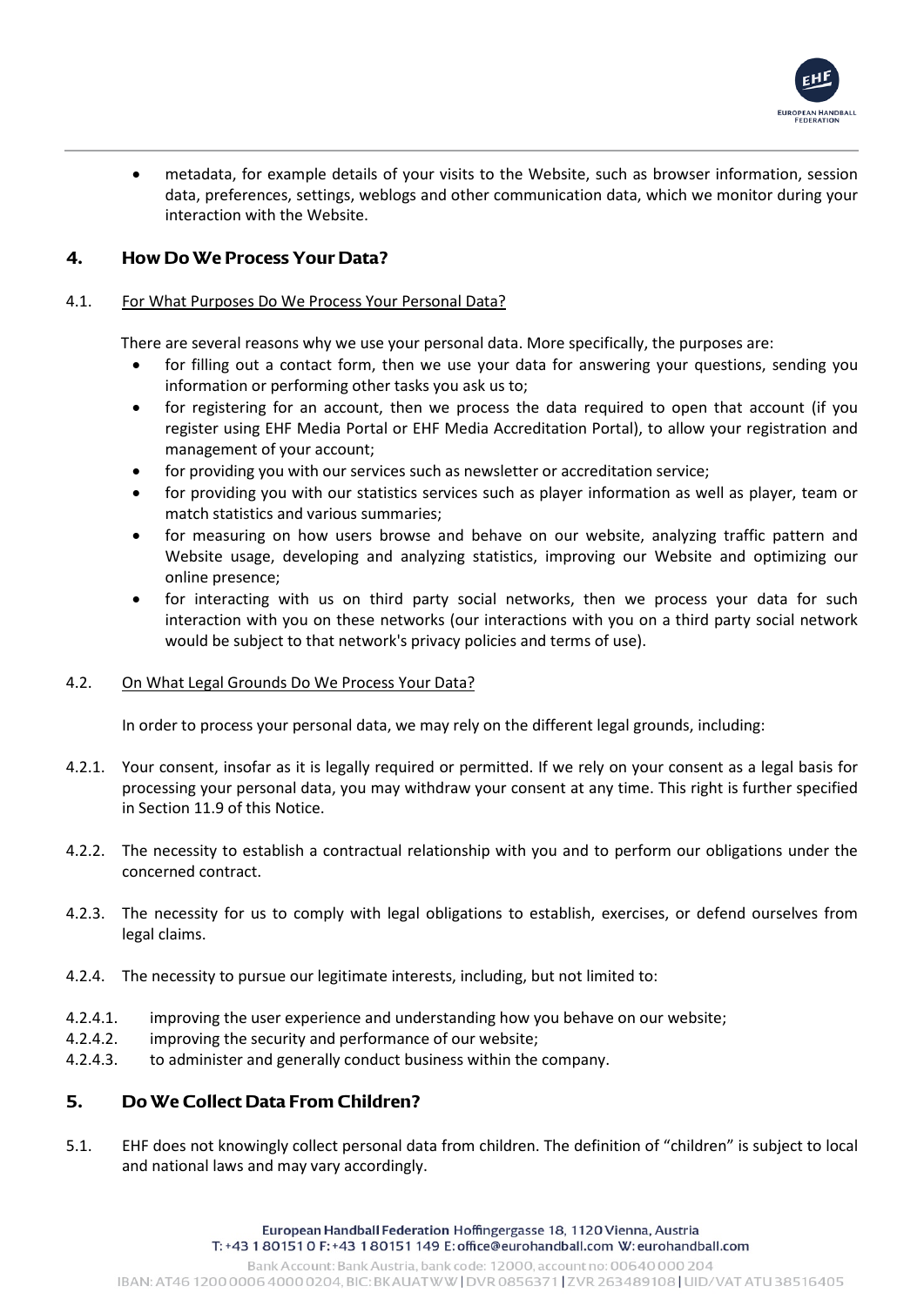- metadata, for example details of your visits to the Website, such as browser information, session data, preferences, settings, weblogs and other communication data, which we monitor during your interaction with the Website.

## 4. How Do We Process Your Data?

### 4.1. For What Purposes Do We Process Your Personal Data?

There are several reasons why we use your personal data. More specifically, the purposes are:

- for filling out a contact form, then we use your data for answering your questions, sending you information or performing other tasks you ask us to;
- for registering for an account, then we process the data required to open that account (if you register using EHF Media Portal or EHF Media Accreditation Portal), to allow your registration and management of your account;
- for providing you with our services such as newsletter or accreditation service;
- for providing you with our statistics services such as player information as well as player, team or match statistics and various summaries;
- for measuring on how users browse and behave on our website, analyzing traffic pattern and Website usage, developing and analyzing statistics, improving our Website and optimizing our online presence;
- for interacting with us on third party social networks, then we process your data for such interaction with you on these networks (our interactions with you on a third party social network would be subject to that network's privacy policies and terms of use).

### 4.2. On What Legal Grounds Do We Process Your Data?

In order to process your personal data, we may rely on the different legal grounds, including:

4.2.1. Your consent, insofar as it is legally required or permitted. If we rely on your consent as a legal basis for processing your personal data, you may withdraw your consent at any time. This right is further specified in Section 11.9 of this Notice.

4.2.2. The necessity to establish a contractual relationship with you and to perform our obligations under the concerned contract.

4.2.3. The necessity for us to comply with legal obligations to establish, exercises, or defend ourselves from legal claims.

4.2.4. The necessity to pursue our legitimate interests, including, but not limited to:

4.2.4.1. improving the user experience and understanding how you behave on our website;
4.2.4.2. improving the security and performance of our website;
4.2.4.3. to administer and generally conduct business within the company.

## 5. Do We Collect Data From Children?

5.1. EHF does not knowingly collect personal data from children. The definition of "children" is subject to local and national laws and may vary accordingly.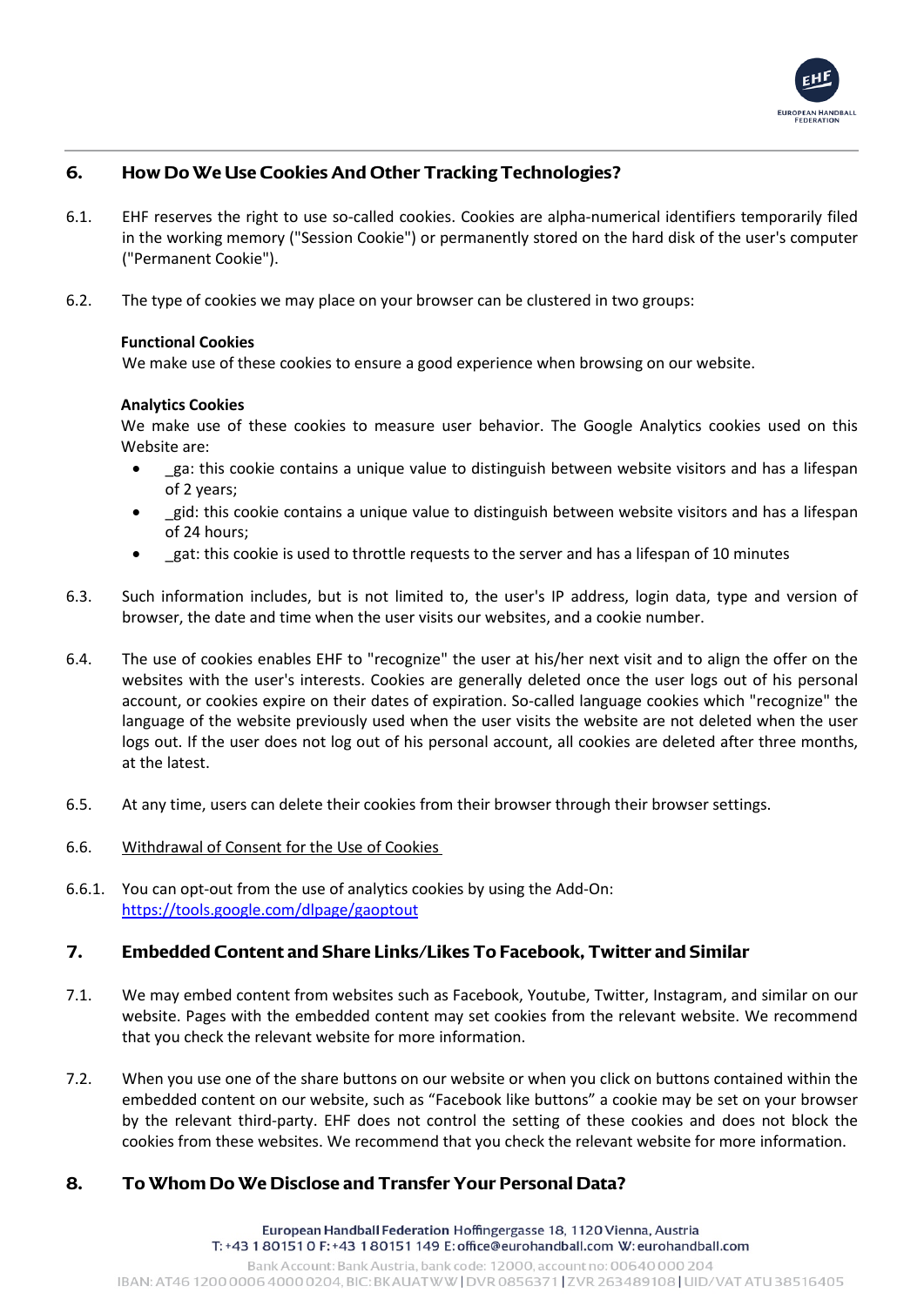## 6. How Do We Use Cookies And Other Tracking Technologies?

6.1. EHF reserves the right to use so-called cookies. Cookies are alpha-numerical identifiers temporarily filed in the working memory ("Session Cookie") or permanently stored on the hard disk of the user's computer ("Permanent Cookie").

6.2. The type of cookies we may place on your browser can be clustered in two groups:

**Functional Cookies**
We make use of these cookies to ensure a good experience when browsing on our website.

**Analytics Cookies**
We make use of these cookies to measure user behavior. The Google Analytics cookies used on this Website are:

- _ga: this cookie contains a unique value to distinguish between website visitors and has a lifespan of 2 years;
- _gid: this cookie contains a unique value to distinguish between website visitors and has a lifespan of 24 hours;
- _gat: this cookie is used to throttle requests to the server and has a lifespan of 10 minutes

6.3. Such information includes, but is not limited to, the user's IP address, login data, type and version of browser, the date and time when the user visits our websites, and a cookie number.

6.4. The use of cookies enables EHF to "recognize" the user at his/her next visit and to align the offer on the websites with the user's interests. Cookies are generally deleted once the user logs out of his personal account, or cookies expire on their dates of expiration. So-called language cookies which "recognize" the language of the website previously used when the user visits the website are not deleted when the user logs out. If the user does not log out of his personal account, all cookies are deleted after three months, at the latest.

6.5. At any time, users can delete their cookies from their browser through their browser settings.

6.6. Withdrawal of Consent for the Use of Cookies

6.6.1. You can opt-out from the use of analytics cookies by using the Add-On: https://tools.google.com/dlpage/gaoptout

## 7. Embedded Content and Share Links/Likes To Facebook, Twitter and Similar

7.1. We may embed content from websites such as Facebook, Youtube, Twitter, Instagram, and similar on our website. Pages with the embedded content may set cookies from the relevant website. We recommend that you check the relevant website for more information.

7.2. When you use one of the share buttons on our website or when you click on buttons contained within the embedded content on our website, such as "Facebook like buttons" a cookie may be set on your browser by the relevant third-party. EHF does not control the setting of these cookies and does not block the cookies from these websites. We recommend that you check the relevant website for more information.

## 8. To Whom Do We Disclose and Transfer Your Personal Data?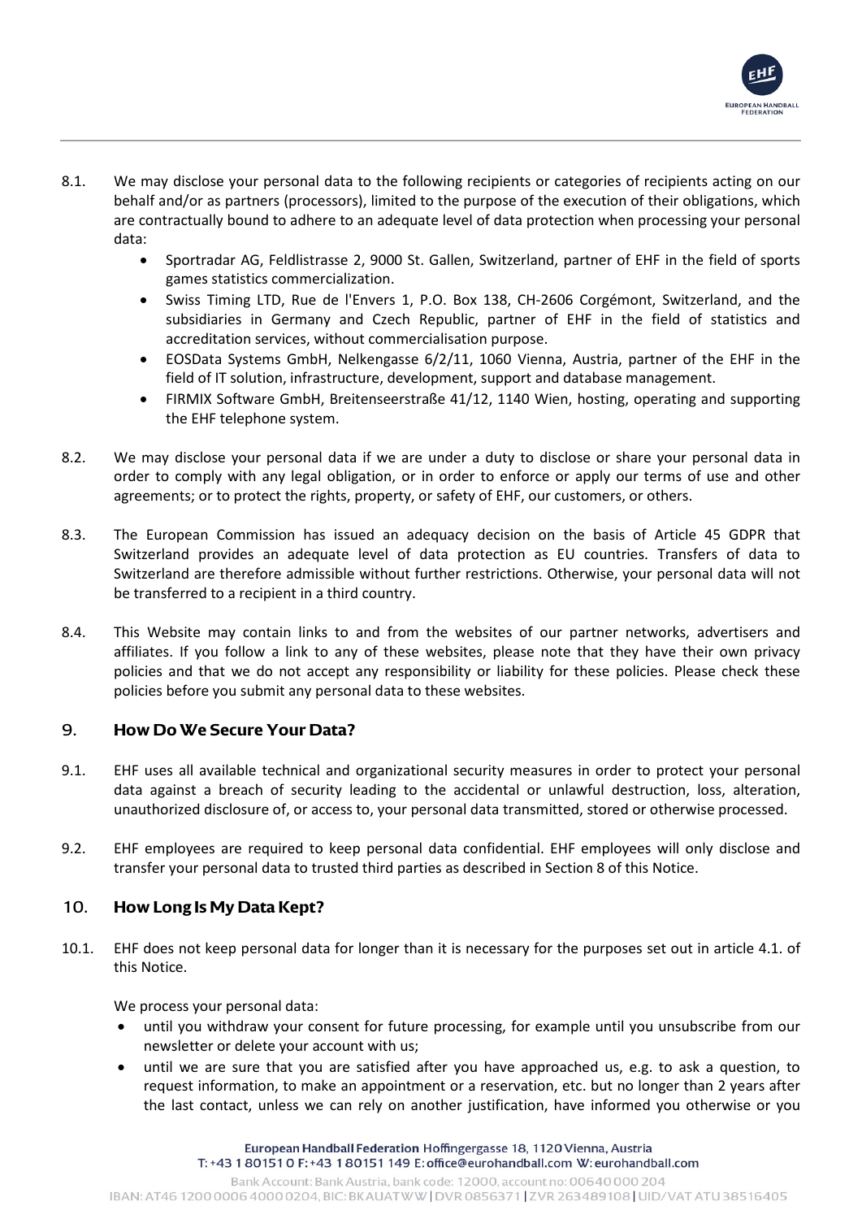8.1. We may disclose your personal data to the following recipients or categories of recipients acting on our behalf and/or as partners (processors), limited to the purpose of the execution of their obligations, which are contractually bound to adhere to an adequate level of data protection when processing your personal data:

- Sportradar AG, Feldlistrasse 2, 9000 St. Gallen, Switzerland, partner of EHF in the field of sports games statistics commercialization.
- Swiss Timing LTD, Rue de l'Envers 1, P.O. Box 138, CH-2606 Corgémont, Switzerland, and the subsidiaries in Germany and Czech Republic, partner of EHF in the field of statistics and accreditation services, without commercialisation purpose.
- EOSData Systems GmbH, Nelkengasse 6/2/11, 1060 Vienna, Austria, partner of the EHF in the field of IT solution, infrastructure, development, support and database management.
- FIRMIX Software GmbH, Breitenseerstraße 41/12, 1140 Wien, hosting, operating and supporting the EHF telephone system.

8.2. We may disclose your personal data if we are under a duty to disclose or share your personal data in order to comply with any legal obligation, or in order to enforce or apply our terms of use and other agreements; or to protect the rights, property, or safety of EHF, our customers, or others.

8.3. The European Commission has issued an adequacy decision on the basis of Article 45 GDPR that Switzerland provides an adequate level of data protection as EU countries. Transfers of data to Switzerland are therefore admissible without further restrictions. Otherwise, your personal data will not be transferred to a recipient in a third country.

8.4. This Website may contain links to and from the websites of our partner networks, advertisers and affiliates. If you follow a link to any of these websites, please note that they have their own privacy policies and that we do not accept any responsibility or liability for these policies. Please check these policies before you submit any personal data to these websites.

## 9. How Do We Secure Your Data?

9.1. EHF uses all available technical and organizational security measures in order to protect your personal data against a breach of security leading to the accidental or unlawful destruction, loss, alteration, unauthorized disclosure of, or access to, your personal data transmitted, stored or otherwise processed.

9.2. EHF employees are required to keep personal data confidential. EHF employees will only disclose and transfer your personal data to trusted third parties as described in Section 8 of this Notice.

## 10. How Long Is My Data Kept?

10.1. EHF does not keep personal data for longer than it is necessary for the purposes set out in article 4.1. of this Notice.

We process your personal data:

- until you withdraw your consent for future processing, for example until you unsubscribe from our newsletter or delete your account with us;
- until we are sure that you are satisfied after you have approached us, e.g. to ask a question, to request information, to make an appointment or a reservation, etc. but no longer than 2 years after the last contact, unless we can rely on another justification, have informed you otherwise or you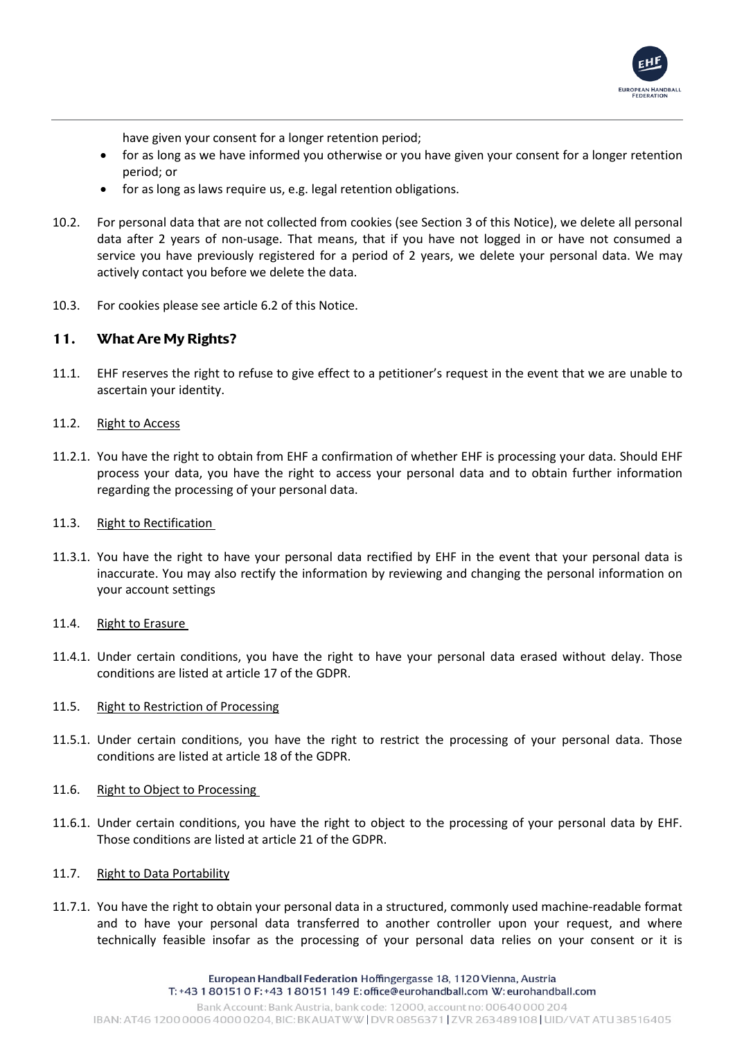have given your consent for a longer retention period;

- for as long as we have informed you otherwise or you have given your consent for a longer retention period; or
- for as long as laws require us, e.g. legal retention obligations.

10.2. For personal data that are not collected from cookies (see Section 3 of this Notice), we delete all personal data after 2 years of non-usage. That means, that if you have not logged in or have not consumed a service you have previously registered for a period of 2 years, we delete your personal data. We may actively contact you before we delete the data.

10.3. For cookies please see article 6.2 of this Notice.

## 11. What Are My Rights?

11.1. EHF reserves the right to refuse to give effect to a petitioner's request in the event that we are unable to ascertain your identity.

11.2. Right to Access

11.2.1. You have the right to obtain from EHF a confirmation of whether EHF is processing your data. Should EHF process your data, you have the right to access your personal data and to obtain further information regarding the processing of your personal data.

11.3. Right to Rectification

11.3.1. You have the right to have your personal data rectified by EHF in the event that your personal data is inaccurate. You may also rectify the information by reviewing and changing the personal information on your account settings

11.4. Right to Erasure

11.4.1. Under certain conditions, you have the right to have your personal data erased without delay. Those conditions are listed at article 17 of the GDPR.

11.5. Right to Restriction of Processing

11.5.1. Under certain conditions, you have the right to restrict the processing of your personal data. Those conditions are listed at article 18 of the GDPR.

11.6. Right to Object to Processing

11.6.1. Under certain conditions, you have the right to object to the processing of your personal data by EHF. Those conditions are listed at article 21 of the GDPR.

11.7. Right to Data Portability

11.7.1. You have the right to obtain your personal data in a structured, commonly used machine-readable format and to have your personal data transferred to another controller upon your request, and where technically feasible insofar as the processing of your personal data relies on your consent or it is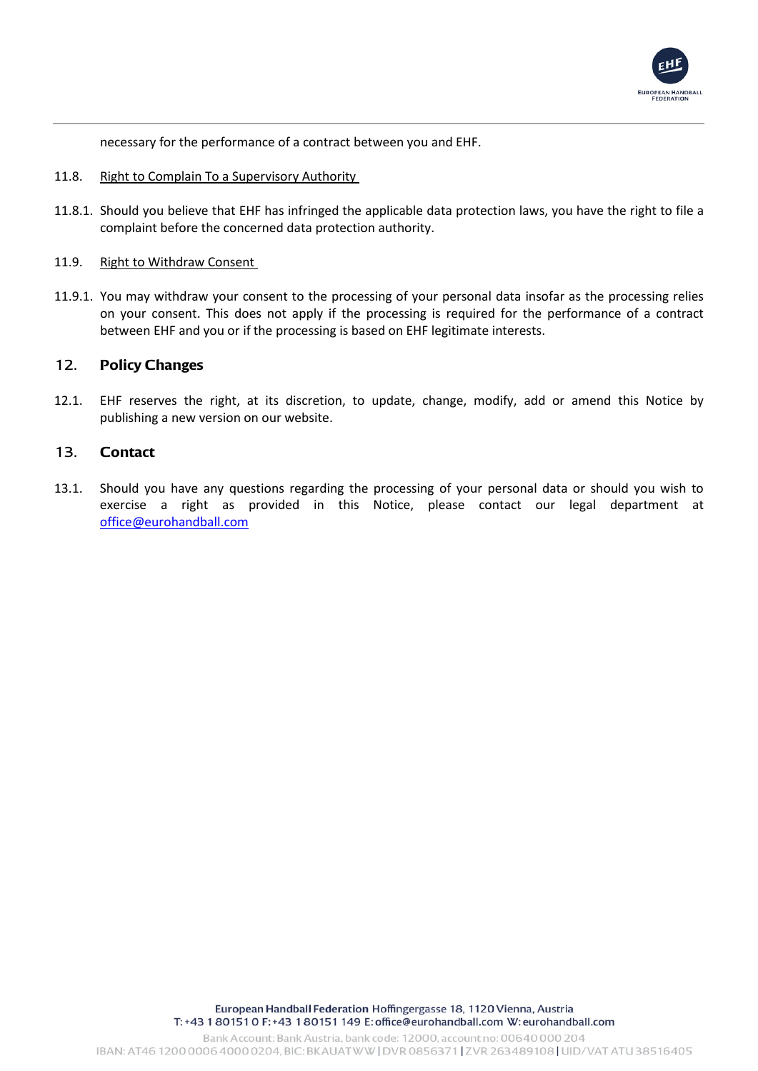necessary for the performance of a contract between you and EHF.

11.8. Right to Complain To a Supervisory Authority

11.8.1. Should you believe that EHF has infringed the applicable data protection laws, you have the right to file a complaint before the concerned data protection authority.

11.9. Right to Withdraw Consent

11.9.1. You may withdraw your consent to the processing of your personal data insofar as the processing relies on your consent. This does not apply if the processing is required for the performance of a contract between EHF and you or if the processing is based on EHF legitimate interests.

## 12. Policy Changes

12.1. EHF reserves the right, at its discretion, to update, change, modify, add or amend this Notice by publishing a new version on our website.

## 13. Contact

13.1. Should you have any questions regarding the processing of your personal data or should you wish to exercise a right as provided in this Notice, please contact our legal department at office@eurohandball.com